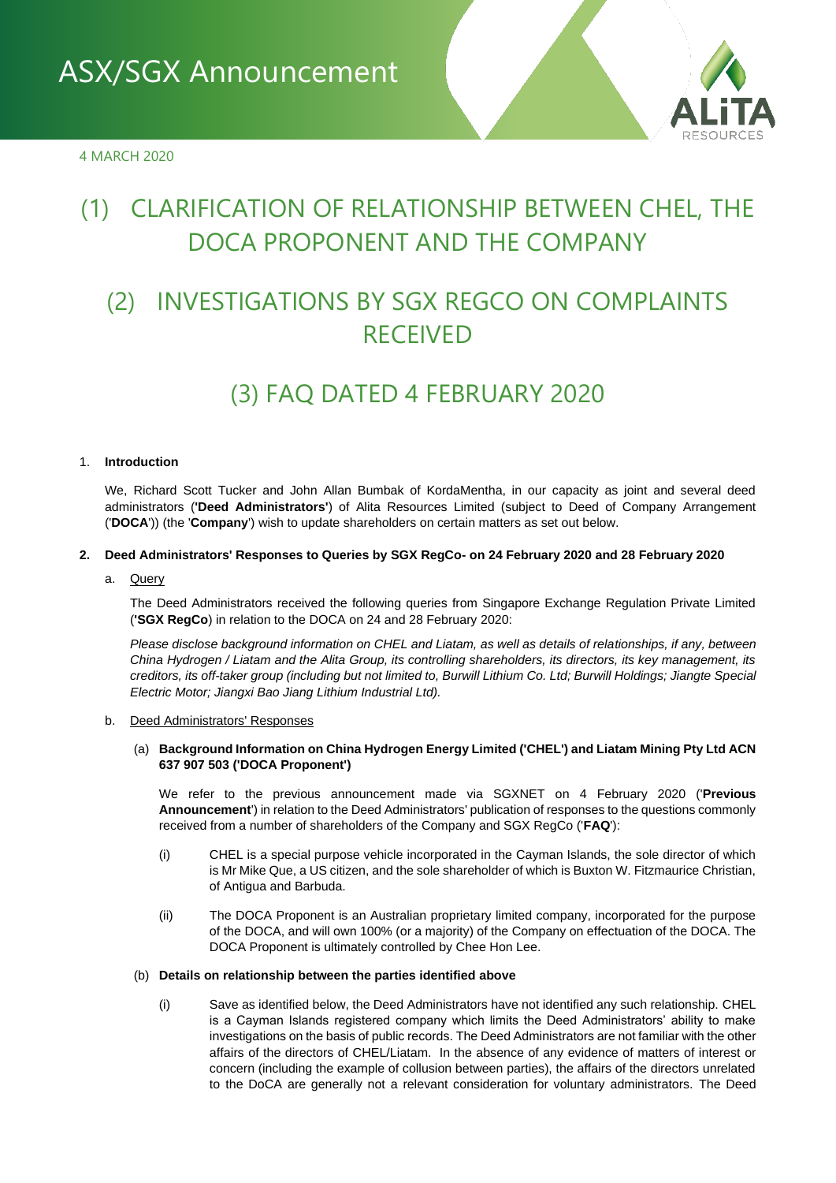# ASX/SGX Announcement

4 MARCH 2020

# (1) CLARIFICATION OF RELATIONSHIP BETWEEN CHEL, THE DOCA PROPONENT AND THE COMPANY

# (2) INVESTIGATIONS BY SGX REGCO ON COMPLAINTS RECEIVED

# (3) FAQ DATED 4 FEBRUARY 2020

1. **Introduction**

   We, Richard Scott Tucker and John Allan Bumbak of KordaMentha, in our capacity as joint and several deed administrators ('**Deed Administrators'**) of Alita Resources Limited (subject to Deed of Company Arrangement ('**DOCA**')) (the '**Company**') wish to update shareholders on certain matters as set out below.

2. **Deed Administrators' Responses to Queries by SGX RegCo- on 24 February 2020 and 28 February 2020**

   a. Query

   The Deed Administrators received the following queries from Singapore Exchange Regulation Private Limited ('**SGX RegCo**) in relation to the DOCA on 24 and 28 February 2020:

   *Please disclose background information on CHEL and Liatam, as well as details of relationships, if any, between China Hydrogen / Liatam and the Alita Group, its controlling shareholders, its directors, its key management, its creditors, its off-taker group (including but not limited to, Burwill Lithium Co. Ltd; Burwill Holdings; Jiangte Special Electric Motor; Jiangxi Bao Jiang Lithium Industrial Ltd).*

   b. Deed Administrators' Responses

   (a) **Background Information on China Hydrogen Energy Limited ('CHEL') and Liatam Mining Pty Ltd ACN 637 907 503 ('DOCA Proponent')**

   We refer to the previous announcement made via SGXNET on 4 February 2020 ('**Previous Announcement**') in relation to the Deed Administrators' publication of responses to the questions commonly received from a number of shareholders of the Company and SGX RegCo ('**FAQ**'):

   (i) CHEL is a special purpose vehicle incorporated in the Cayman Islands, the sole director of which is Mr Mike Que, a US citizen, and the sole shareholder of which is Buxton W. Fitzmaurice Christian, of Antigua and Barbuda.

   (ii) The DOCA Proponent is an Australian proprietary limited company, incorporated for the purpose of the DOCA, and will own 100% (or a majority) of the Company on effectuation of the DOCA. The DOCA Proponent is ultimately controlled by Chee Hon Lee.

   (b) **Details on relationship between the parties identified above**

   (i) Save as identified below, the Deed Administrators have not identified any such relationship. CHEL is a Cayman Islands registered company which limits the Deed Administrators' ability to make investigations on the basis of public records. The Deed Administrators are not familiar with the other affairs of the directors of CHEL/Liatam. In the absence of any evidence of matters of interest or concern (including the example of collusion between parties), the affairs of the directors unrelated to the DoCA are generally not a relevant consideration for voluntary administrators. The Deed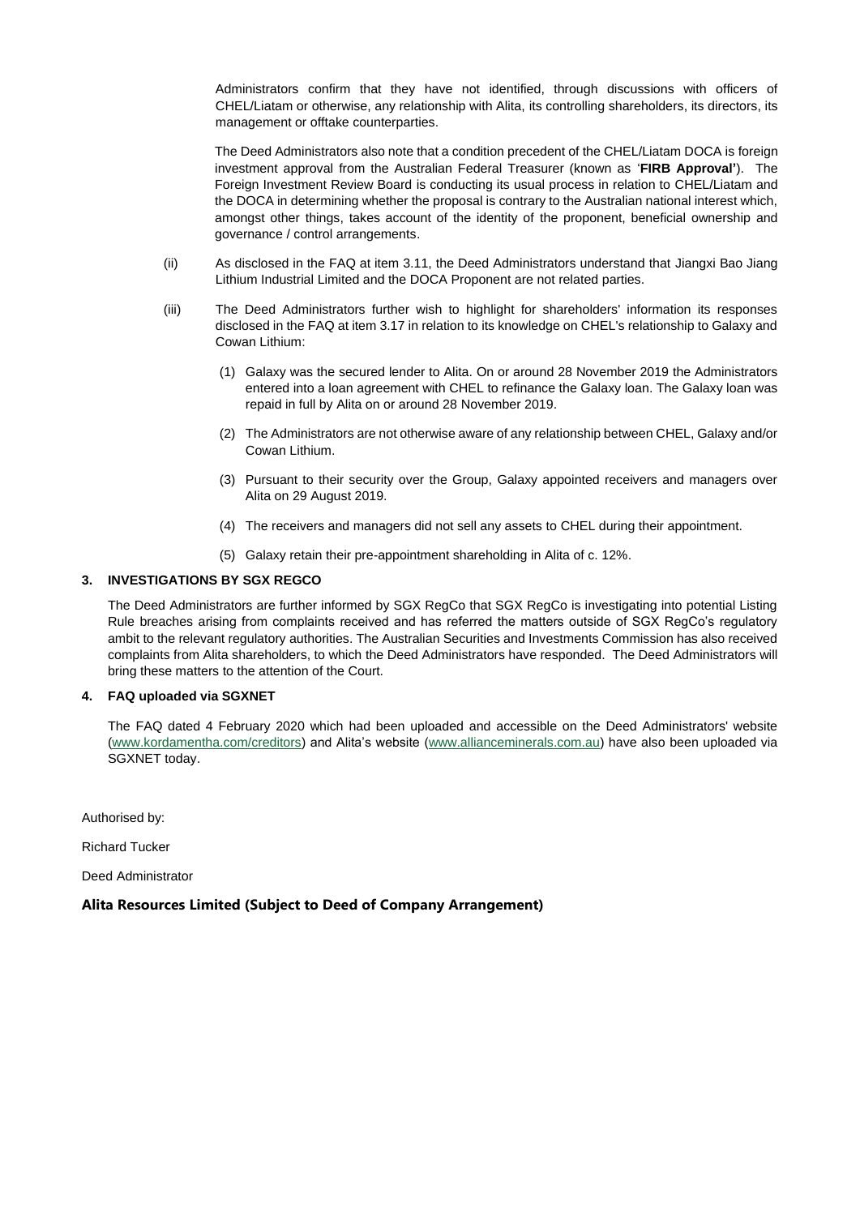Administrators confirm that they have not identified, through discussions with officers of CHEL/Liatam or otherwise, any relationship with Alita, its controlling shareholders, its directors, its management or offtake counterparties.

The Deed Administrators also note that a condition precedent of the CHEL/Liatam DOCA is foreign investment approval from the Australian Federal Treasurer (known as '**FIRB Approval'**). The Foreign Investment Review Board is conducting its usual process in relation to CHEL/Liatam and the DOCA in determining whether the proposal is contrary to the Australian national interest which, amongst other things, takes account of the identity of the proponent, beneficial ownership and governance / control arrangements.

(ii) As disclosed in the FAQ at item 3.11, the Deed Administrators understand that Jiangxi Bao Jiang Lithium Industrial Limited and the DOCA Proponent are not related parties.

(iii) The Deed Administrators further wish to highlight for shareholders' information its responses disclosed in the FAQ at item 3.17 in relation to its knowledge on CHEL's relationship to Galaxy and Cowan Lithium:

(1) Galaxy was the secured lender to Alita. On or around 28 November 2019 the Administrators entered into a loan agreement with CHEL to refinance the Galaxy loan. The Galaxy loan was repaid in full by Alita on or around 28 November 2019.

(2) The Administrators are not otherwise aware of any relationship between CHEL, Galaxy and/or Cowan Lithium.

(3) Pursuant to their security over the Group, Galaxy appointed receivers and managers over Alita on 29 August 2019.

(4) The receivers and managers did not sell any assets to CHEL during their appointment.

(5) Galaxy retain their pre-appointment shareholding in Alita of c. 12%.

### 3. INVESTIGATIONS BY SGX REGCO

The Deed Administrators are further informed by SGX RegCo that SGX RegCo is investigating into potential Listing Rule breaches arising from complaints received and has referred the matters outside of SGX RegCo's regulatory ambit to the relevant regulatory authorities. The Australian Securities and Investments Commission has also received complaints from Alita shareholders, to which the Deed Administrators have responded. The Deed Administrators will bring these matters to the attention of the Court.

### 4. FAQ uploaded via SGXNET

The FAQ dated 4 February 2020 which had been uploaded and accessible on the Deed Administrators' website (www.kordamentha.com/creditors) and Alita's website (www.allianceminerals.com.au) have also been uploaded via SGXNET today.

Authorised by:

Richard Tucker

Deed Administrator

**Alita Resources Limited (Subject to Deed of Company Arrangement)**